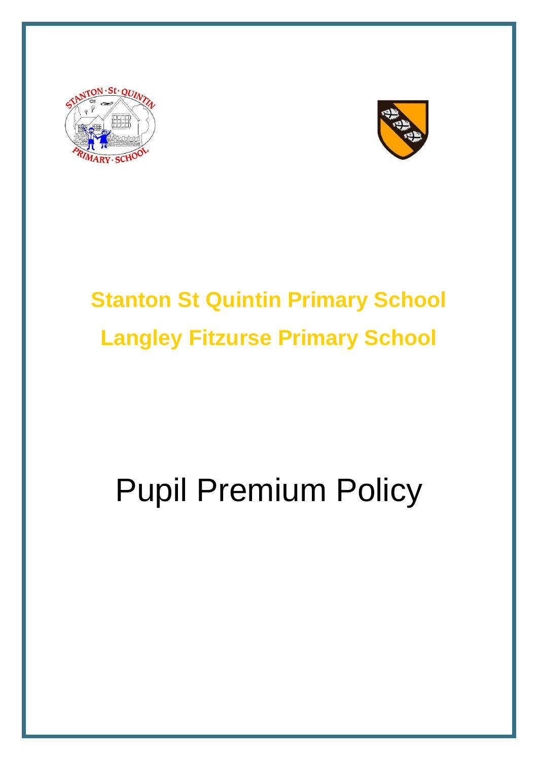## Stanton St Quintin Primary School

## Langley Fitzurse Primary School

# Pupil Premium Policy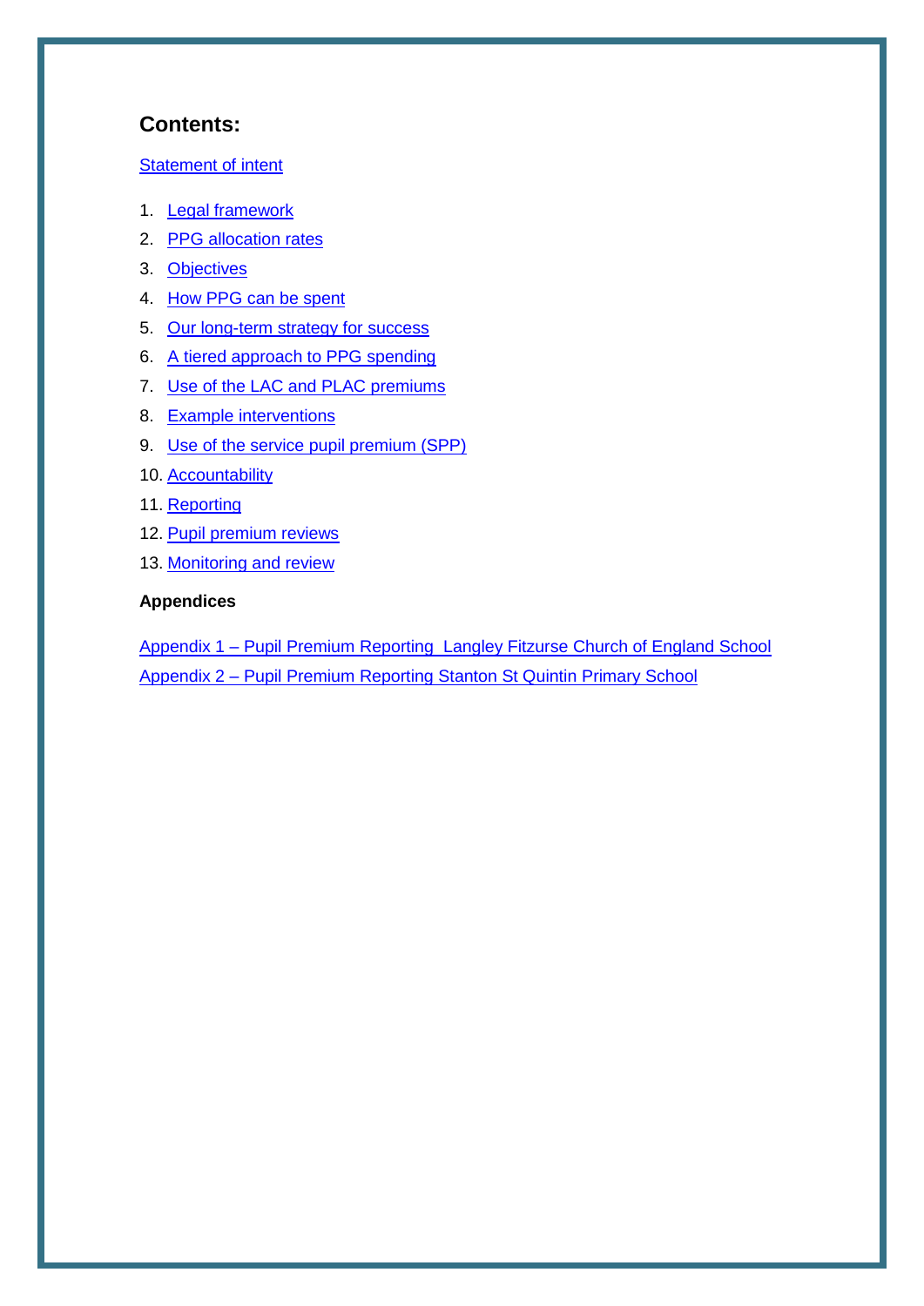## Contents:

Statement of intent

1. Legal framework
2. PPG allocation rates
3. Objectives
4. How PPG can be spent
5. Our long-term strategy for success
6. A tiered approach to PPG spending
7. Use of the LAC and PLAC premiums
8. Example interventions
9. Use of the service pupil premium (SPP)
10. Accountability
11. Reporting
12. Pupil premium reviews
13. Monitoring and review

**Appendices**

Appendix 1 – Pupil Premium Reporting Langley Fitzurse Church of England School

Appendix 2 – Pupil Premium Reporting Stanton St Quintin Primary School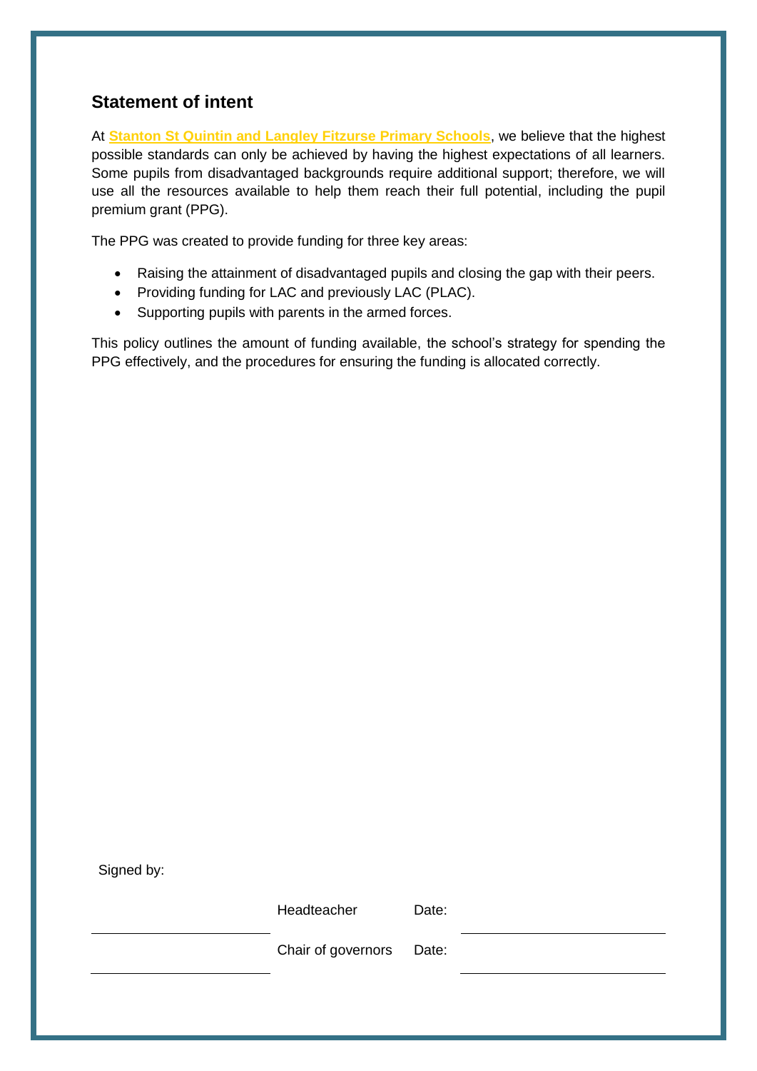## Statement of intent

At **Stanton St Quintin and Langley Fitzurse Primary Schools**, we believe that the highest possible standards can only be achieved by having the highest expectations of all learners. Some pupils from disadvantaged backgrounds require additional support; therefore, we will use all the resources available to help them reach their full potential, including the pupil premium grant (PPG).

The PPG was created to provide funding for three key areas:

- Raising the attainment of disadvantaged pupils and closing the gap with their peers.
- Providing funding for LAC and previously LAC (PLAC).
- Supporting pupils with parents in the armed forces.

This policy outlines the amount of funding available, the school's strategy for spending the PPG effectively, and the procedures for ensuring the funding is allocated correctly.

Signed by:

| | | | |
|---|---|---|---|
| ______________________ | Headteacher | Date: | ______________________ |
| ______________________ | Chair of governors | Date: | ______________________ |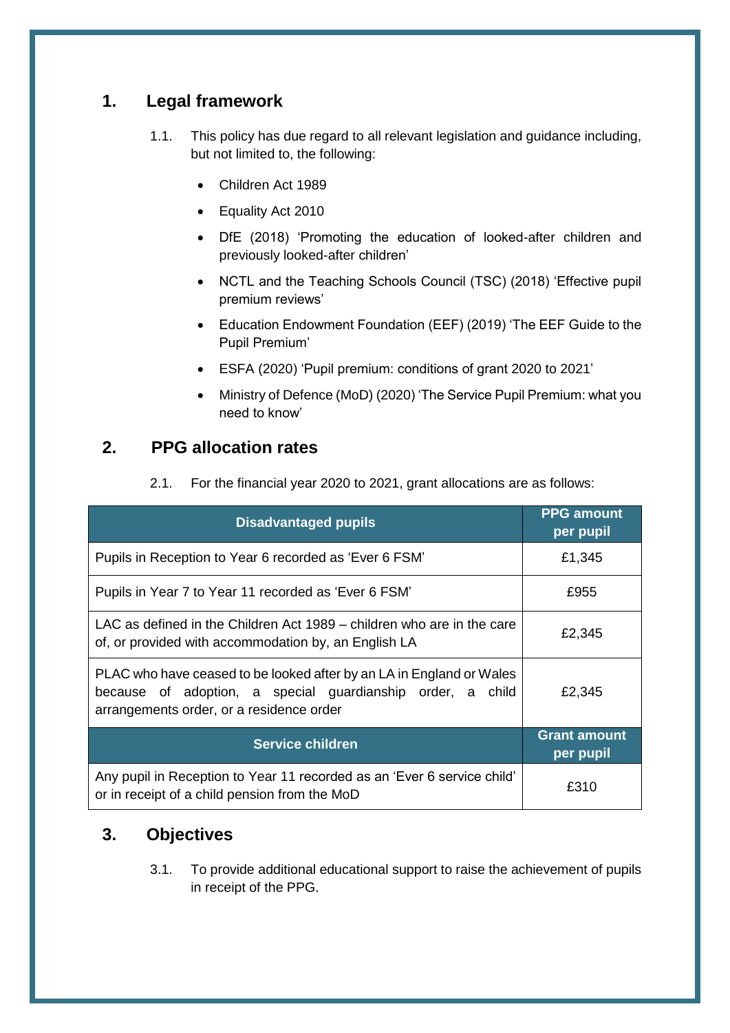## 1. Legal framework

1.1. This policy has due regard to all relevant legislation and guidance including, but not limited to, the following:

- Children Act 1989
- Equality Act 2010
- DfE (2018) 'Promoting the education of looked-after children and previously looked-after children'
- NCTL and the Teaching Schools Council (TSC) (2018) 'Effective pupil premium reviews'
- Education Endowment Foundation (EEF) (2019) 'The EEF Guide to the Pupil Premium'
- ESFA (2020) 'Pupil premium: conditions of grant 2020 to 2021'
- Ministry of Defence (MoD) (2020) 'The Service Pupil Premium: what you need to know'

## 2. PPG allocation rates

2.1. For the financial year 2020 to 2021, grant allocations are as follows:

| Disadvantaged pupils | PPG amount per pupil |
|---|---|
| Pupils in Reception to Year 6 recorded as 'Ever 6 FSM' | £1,345 |
| Pupils in Year 7 to Year 11 recorded as 'Ever 6 FSM' | £955 |
| LAC as defined in the Children Act 1989 – children who are in the care of, or provided with accommodation by, an English LA | £2,345 |
| PLAC who have ceased to be looked after by an LA in England or Wales because of adoption, a special guardianship order, a child arrangements order, or a residence order | £2,345 |
| **Service children** | **Grant amount per pupil** |
| Any pupil in Reception to Year 11 recorded as an 'Ever 6 service child' or in receipt of a child pension from the MoD | £310 |

## 3. Objectives

3.1. To provide additional educational support to raise the achievement of pupils in receipt of the PPG.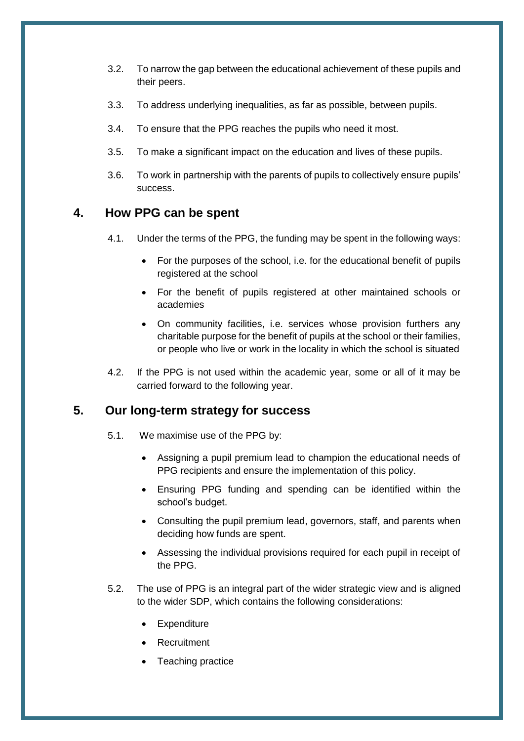3.2. To narrow the gap between the educational achievement of these pupils and their peers.

3.3. To address underlying inequalities, as far as possible, between pupils.

3.4. To ensure that the PPG reaches the pupils who need it most.

3.5. To make a significant impact on the education and lives of these pupils.

3.6. To work in partnership with the parents of pupils to collectively ensure pupils' success.

## 4. How PPG can be spent

4.1. Under the terms of the PPG, the funding may be spent in the following ways:

- For the purposes of the school, i.e. for the educational benefit of pupils registered at the school
- For the benefit of pupils registered at other maintained schools or academies
- On community facilities, i.e. services whose provision furthers any charitable purpose for the benefit of pupils at the school or their families, or people who live or work in the locality in which the school is situated

4.2. If the PPG is not used within the academic year, some or all of it may be carried forward to the following year.

## 5. Our long-term strategy for success

5.1. We maximise use of the PPG by:

- Assigning a pupil premium lead to champion the educational needs of PPG recipients and ensure the implementation of this policy.
- Ensuring PPG funding and spending can be identified within the school's budget.
- Consulting the pupil premium lead, governors, staff, and parents when deciding how funds are spent.
- Assessing the individual provisions required for each pupil in receipt of the PPG.

5.2. The use of PPG is an integral part of the wider strategic view and is aligned to the wider SDP, which contains the following considerations:

- Expenditure
- Recruitment
- Teaching practice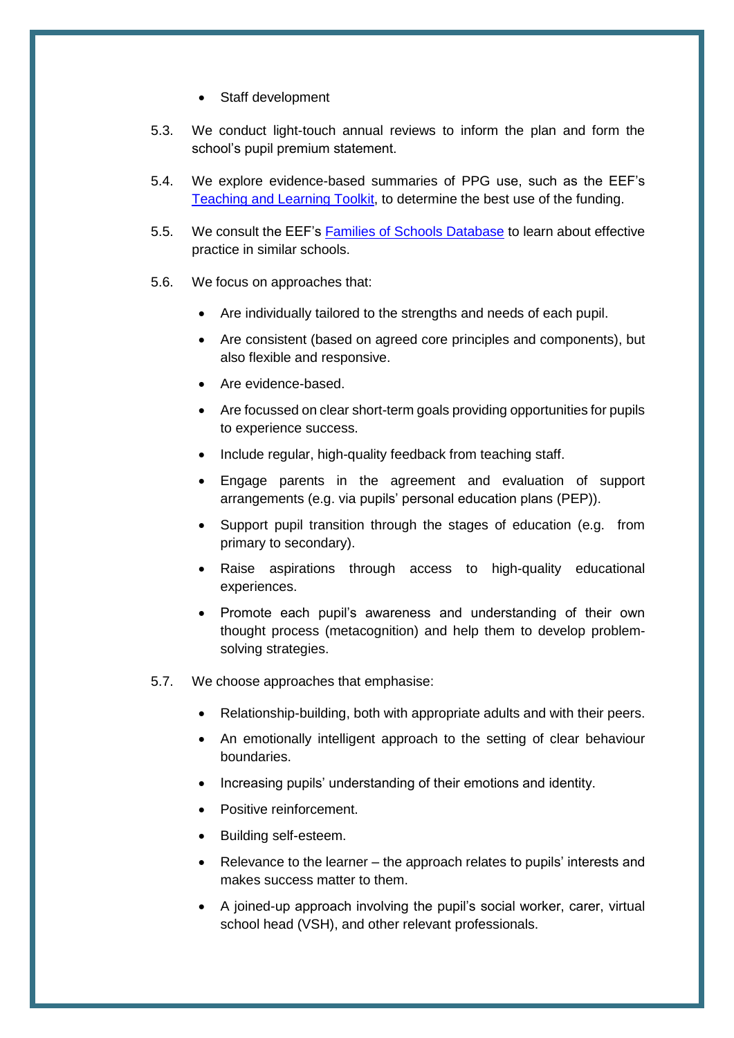- Staff development

5.3. We conduct light-touch annual reviews to inform the plan and form the school's pupil premium statement.

5.4. We explore evidence-based summaries of PPG use, such as the EEF's [Teaching and Learning Toolkit](), to determine the best use of the funding.

5.5. We consult the EEF's [Families of Schools Database]() to learn about effective practice in similar schools.

5.6. We focus on approaches that:

- Are individually tailored to the strengths and needs of each pupil.
- Are consistent (based on agreed core principles and components), but also flexible and responsive.
- Are evidence-based.
- Are focussed on clear short-term goals providing opportunities for pupils to experience success.
- Include regular, high-quality feedback from teaching staff.
- Engage parents in the agreement and evaluation of support arrangements (e.g. via pupils' personal education plans (PEP)).
- Support pupil transition through the stages of education (e.g. from primary to secondary).
- Raise aspirations through access to high-quality educational experiences.
- Promote each pupil's awareness and understanding of their own thought process (metacognition) and help them to develop problem-solving strategies.

5.7. We choose approaches that emphasise:

- Relationship-building, both with appropriate adults and with their peers.
- An emotionally intelligent approach to the setting of clear behaviour boundaries.
- Increasing pupils' understanding of their emotions and identity.
- Positive reinforcement.
- Building self-esteem.
- Relevance to the learner – the approach relates to pupils' interests and makes success matter to them.
- A joined-up approach involving the pupil's social worker, carer, virtual school head (VSH), and other relevant professionals.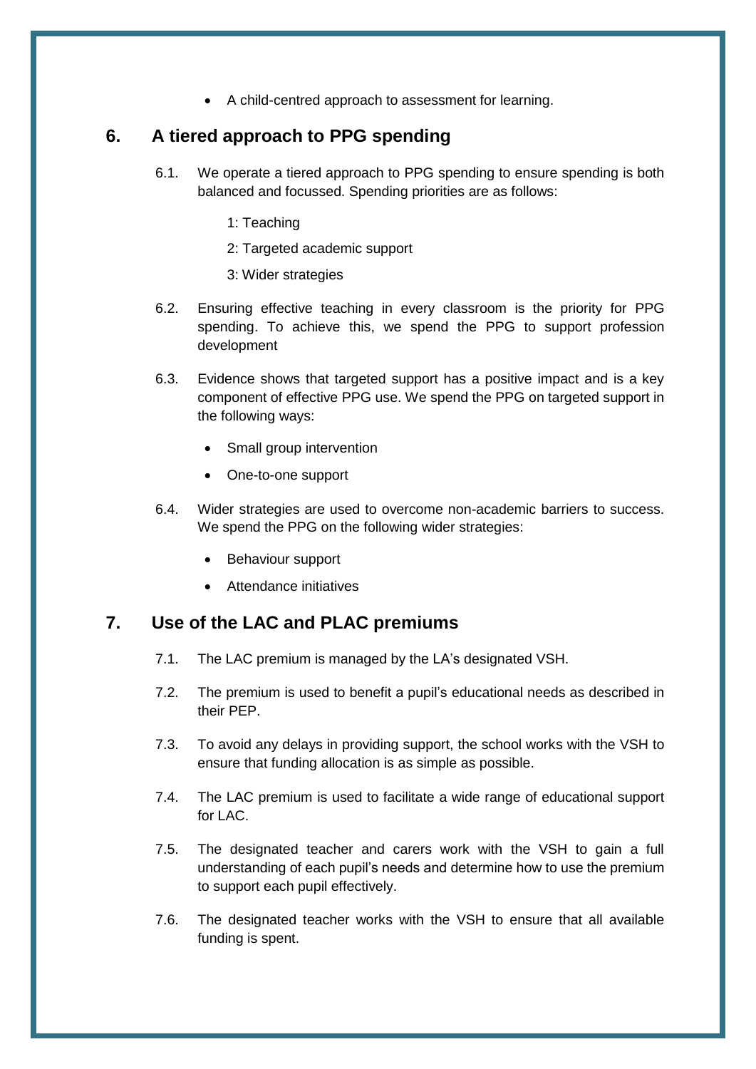- A child-centred approach to assessment for learning.

## 6. A tiered approach to PPG spending

6.1. We operate a tiered approach to PPG spending to ensure spending is both balanced and focussed. Spending priorities are as follows:

1: Teaching

2: Targeted academic support

3: Wider strategies

6.2. Ensuring effective teaching in every classroom is the priority for PPG spending. To achieve this, we spend the PPG to support profession development

6.3. Evidence shows that targeted support has a positive impact and is a key component of effective PPG use. We spend the PPG on targeted support in the following ways:

- Small group intervention
- One-to-one support

6.4. Wider strategies are used to overcome non-academic barriers to success. We spend the PPG on the following wider strategies:

- Behaviour support
- Attendance initiatives

## 7. Use of the LAC and PLAC premiums

7.1. The LAC premium is managed by the LA's designated VSH.

7.2. The premium is used to benefit a pupil's educational needs as described in their PEP.

7.3. To avoid any delays in providing support, the school works with the VSH to ensure that funding allocation is as simple as possible.

7.4. The LAC premium is used to facilitate a wide range of educational support for LAC.

7.5. The designated teacher and carers work with the VSH to gain a full understanding of each pupil's needs and determine how to use the premium to support each pupil effectively.

7.6. The designated teacher works with the VSH to ensure that all available funding is spent.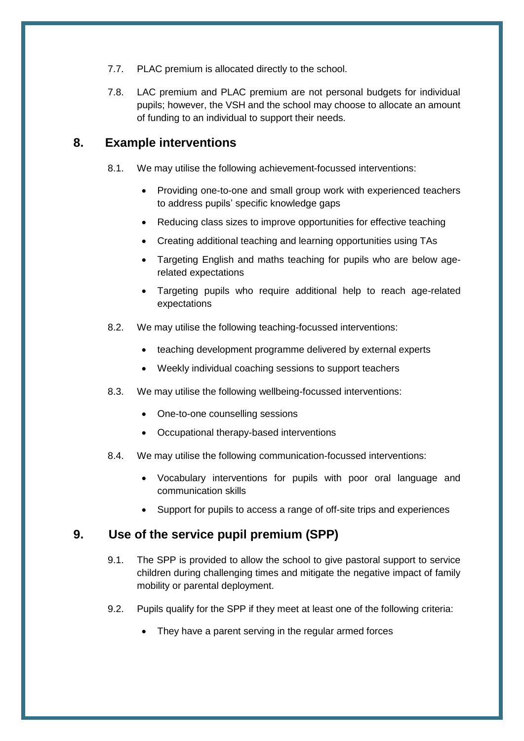7.7. PLAC premium is allocated directly to the school.

7.8. LAC premium and PLAC premium are not personal budgets for individual pupils; however, the VSH and the school may choose to allocate an amount of funding to an individual to support their needs.

## 8. Example interventions

8.1. We may utilise the following achievement-focussed interventions:

- Providing one-to-one and small group work with experienced teachers to address pupils' specific knowledge gaps
- Reducing class sizes to improve opportunities for effective teaching
- Creating additional teaching and learning opportunities using TAs
- Targeting English and maths teaching for pupils who are below age-related expectations
- Targeting pupils who require additional help to reach age-related expectations

8.2. We may utilise the following teaching-focussed interventions:

- teaching development programme delivered by external experts
- Weekly individual coaching sessions to support teachers

8.3. We may utilise the following wellbeing-focussed interventions:

- One-to-one counselling sessions
- Occupational therapy-based interventions

8.4. We may utilise the following communication-focussed interventions:

- Vocabulary interventions for pupils with poor oral language and communication skills
- Support for pupils to access a range of off-site trips and experiences

## 9. Use of the service pupil premium (SPP)

9.1. The SPP is provided to allow the school to give pastoral support to service children during challenging times and mitigate the negative impact of family mobility or parental deployment.

9.2. Pupils qualify for the SPP if they meet at least one of the following criteria:

- They have a parent serving in the regular armed forces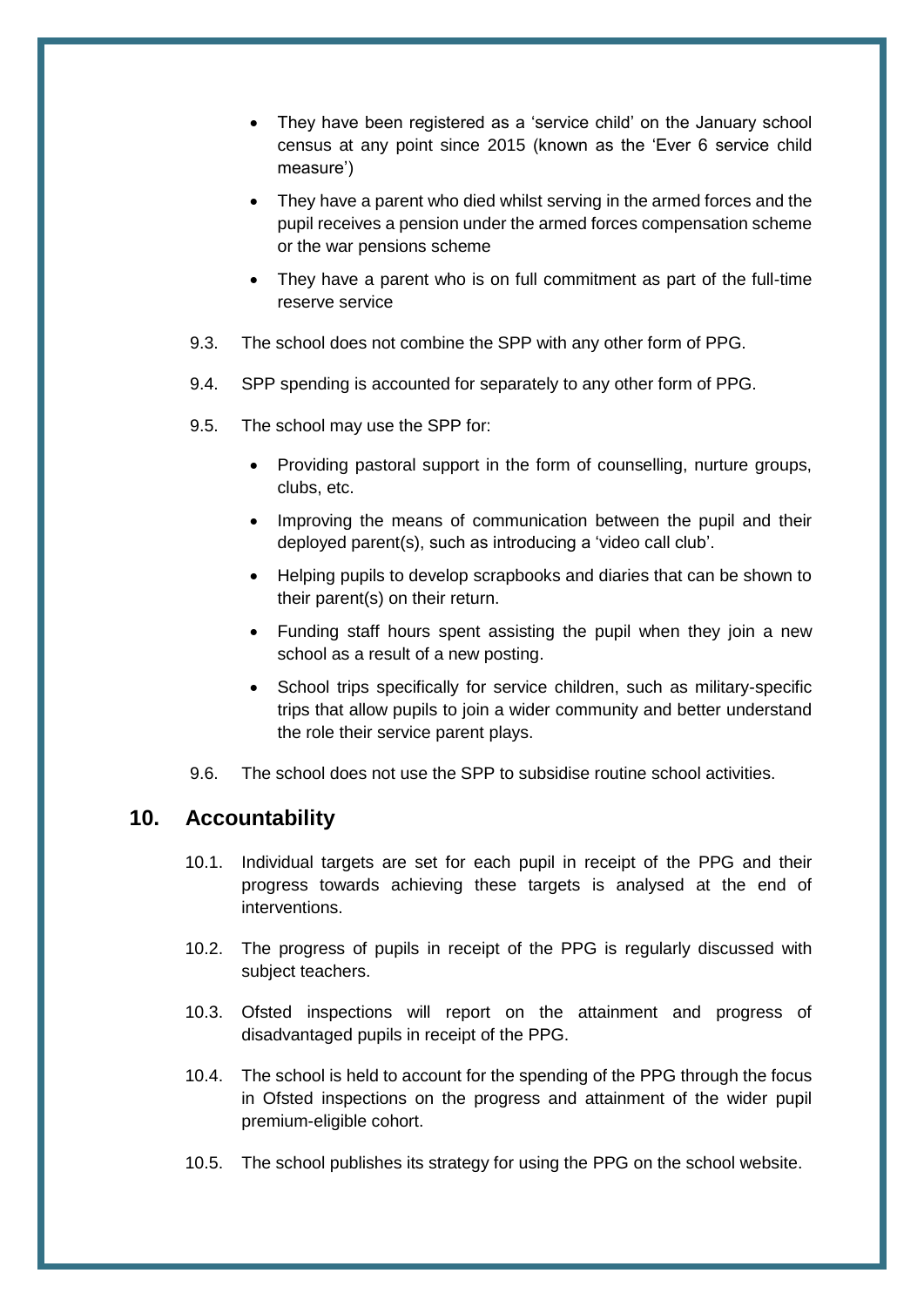- They have been registered as a 'service child' on the January school census at any point since 2015 (known as the 'Ever 6 service child measure')
- They have a parent who died whilst serving in the armed forces and the pupil receives a pension under the armed forces compensation scheme or the war pensions scheme
- They have a parent who is on full commitment as part of the full-time reserve service

9.3. The school does not combine the SPP with any other form of PPG.

9.4. SPP spending is accounted for separately to any other form of PPG.

9.5. The school may use the SPP for:

- Providing pastoral support in the form of counselling, nurture groups, clubs, etc.
- Improving the means of communication between the pupil and their deployed parent(s), such as introducing a 'video call club'.
- Helping pupils to develop scrapbooks and diaries that can be shown to their parent(s) on their return.
- Funding staff hours spent assisting the pupil when they join a new school as a result of a new posting.
- School trips specifically for service children, such as military-specific trips that allow pupils to join a wider community and better understand the role their service parent plays.

9.6. The school does not use the SPP to subsidise routine school activities.

## 10. Accountability

10.1. Individual targets are set for each pupil in receipt of the PPG and their progress towards achieving these targets is analysed at the end of interventions.

10.2. The progress of pupils in receipt of the PPG is regularly discussed with subject teachers.

10.3. Ofsted inspections will report on the attainment and progress of disadvantaged pupils in receipt of the PPG.

10.4. The school is held to account for the spending of the PPG through the focus in Ofsted inspections on the progress and attainment of the wider pupil premium-eligible cohort.

10.5. The school publishes its strategy for using the PPG on the school website.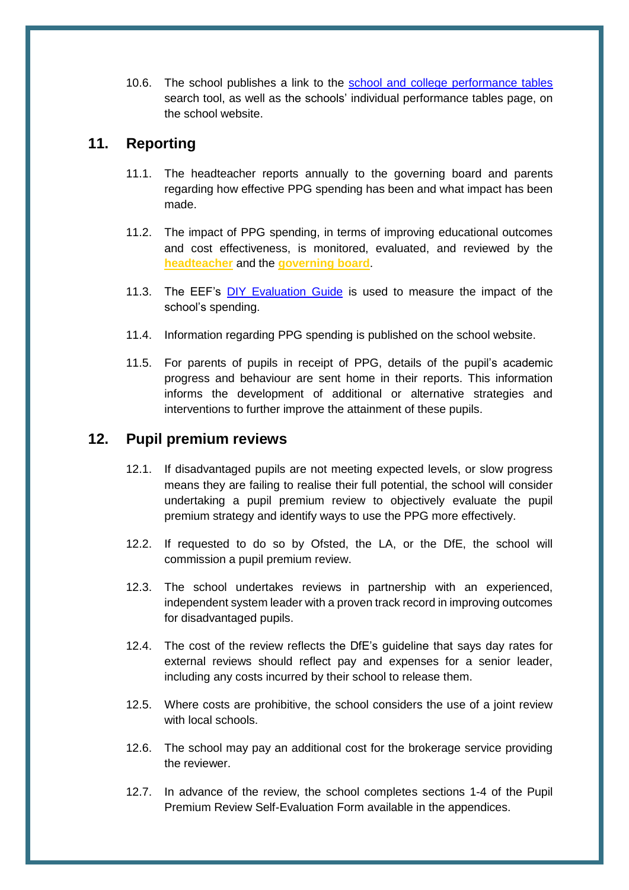10.6. The school publishes a link to the school and college performance tables search tool, as well as the schools' individual performance tables page, on the school website.

## 11. Reporting

11.1. The headteacher reports annually to the governing board and parents regarding how effective PPG spending has been and what impact has been made.

11.2. The impact of PPG spending, in terms of improving educational outcomes and cost effectiveness, is monitored, evaluated, and reviewed by the **headteacher** and the **governing board**.

11.3. The EEF's DIY Evaluation Guide is used to measure the impact of the school's spending.

11.4. Information regarding PPG spending is published on the school website.

11.5. For parents of pupils in receipt of PPG, details of the pupil's academic progress and behaviour are sent home in their reports. This information informs the development of additional or alternative strategies and interventions to further improve the attainment of these pupils.

## 12. Pupil premium reviews

12.1. If disadvantaged pupils are not meeting expected levels, or slow progress means they are failing to realise their full potential, the school will consider undertaking a pupil premium review to objectively evaluate the pupil premium strategy and identify ways to use the PPG more effectively.

12.2. If requested to do so by Ofsted, the LA, or the DfE, the school will commission a pupil premium review.

12.3. The school undertakes reviews in partnership with an experienced, independent system leader with a proven track record in improving outcomes for disadvantaged pupils.

12.4. The cost of the review reflects the DfE's guideline that says day rates for external reviews should reflect pay and expenses for a senior leader, including any costs incurred by their school to release them.

12.5. Where costs are prohibitive, the school considers the use of a joint review with local schools.

12.6. The school may pay an additional cost for the brokerage service providing the reviewer.

12.7. In advance of the review, the school completes sections 1-4 of the Pupil Premium Review Self-Evaluation Form available in the appendices.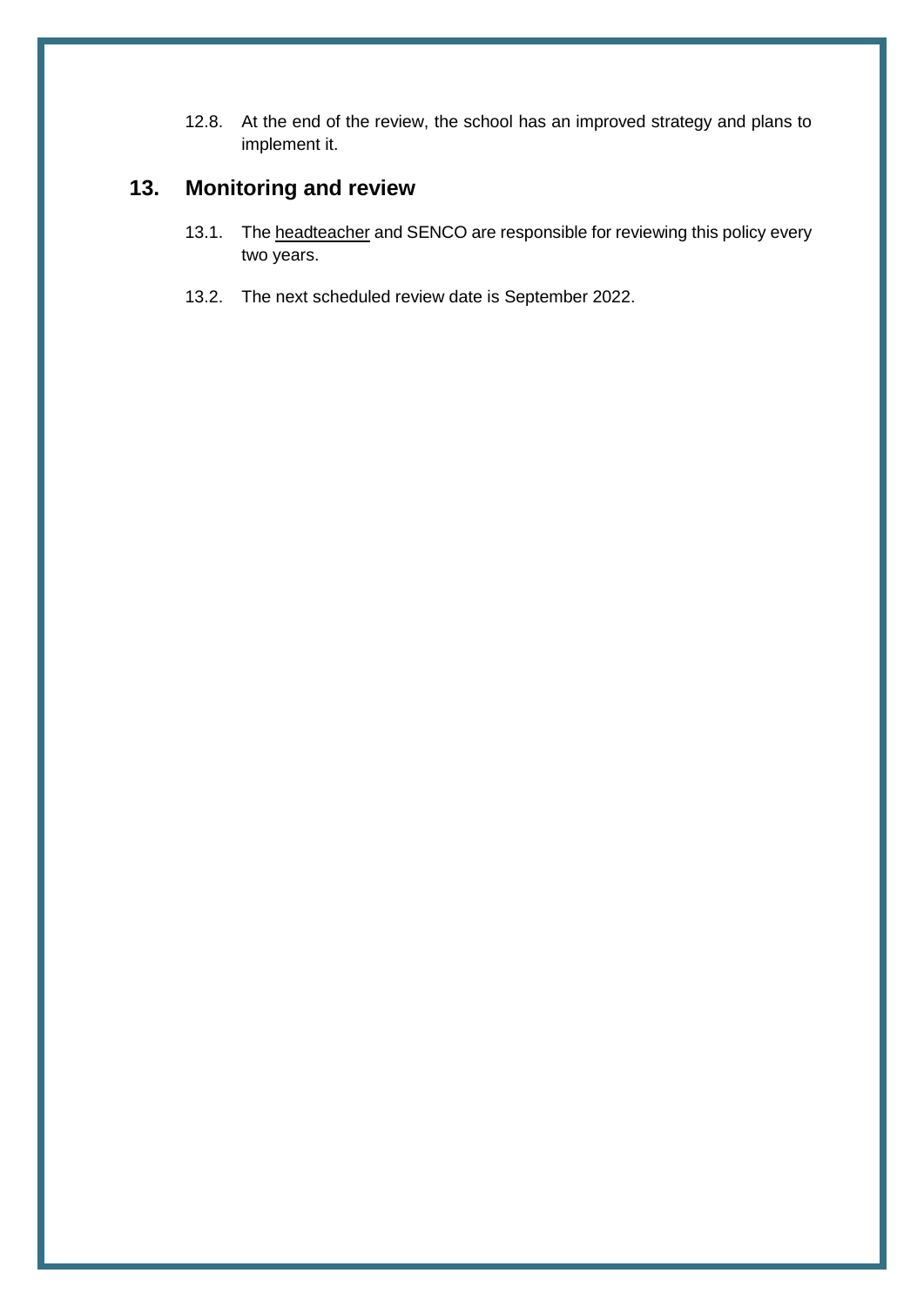12.8. At the end of the review, the school has an improved strategy and plans to implement it.

## 13. Monitoring and review

13.1. The headteacher and SENCO are responsible for reviewing this policy every two years.

13.2. The next scheduled review date is September 2022.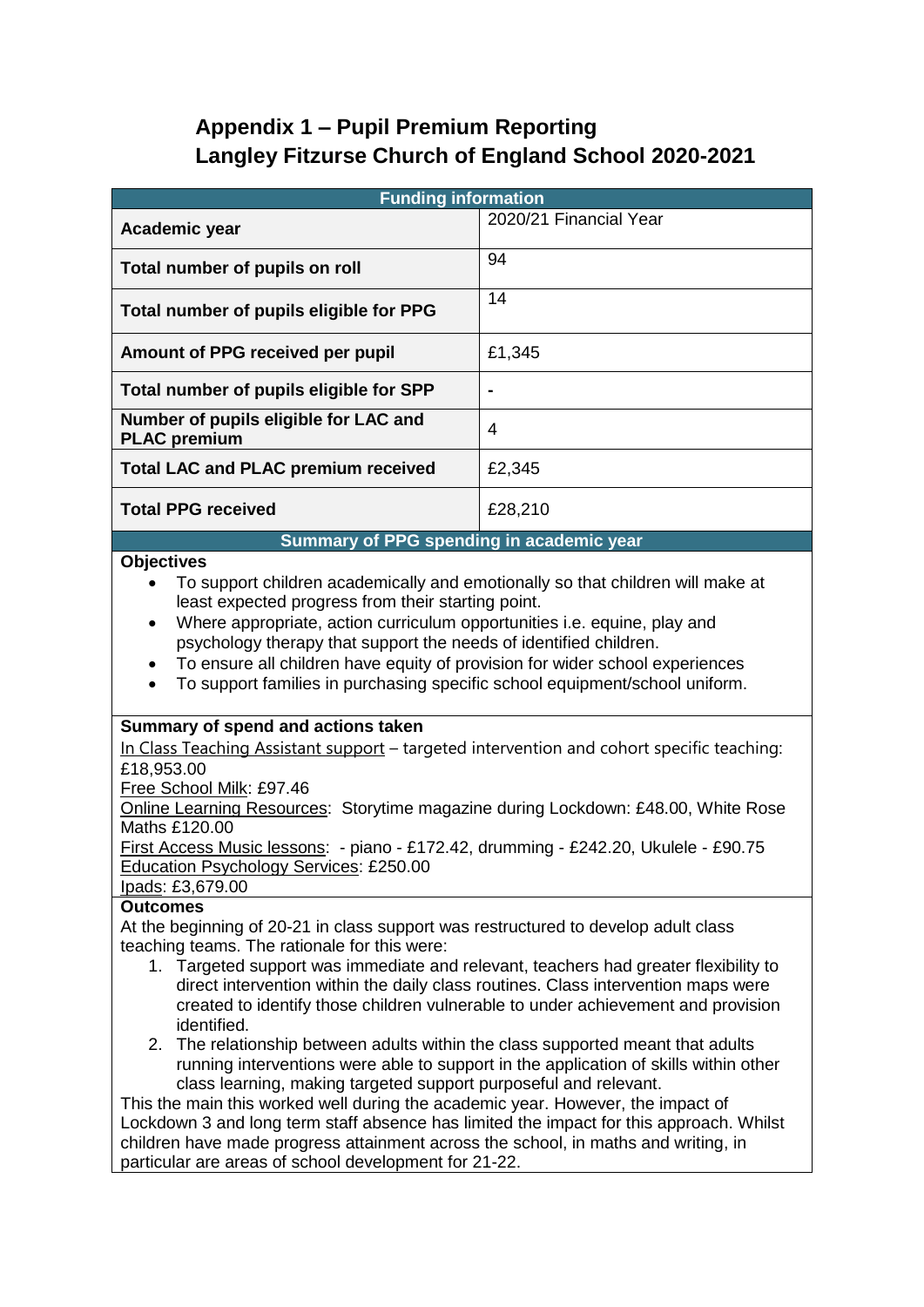# Appendix 1 – Pupil Premium Reporting
# Langley Fitzurse Church of England School 2020-2021

| Funding information | |
|---|---|
| **Academic year** | 2020/21 Financial Year |
| **Total number of pupils on roll** | 94 |
| **Total number of pupils eligible for PPG** | 14 |
| **Amount of PPG received per pupil** | £1,345 |
| **Total number of pupils eligible for SPP** | - |
| **Number of pupils eligible for LAC and PLAC premium** | 4 |
| **Total LAC and PLAC premium received** | £2,345 |
| **Total PPG received** | £28,210 |

## Summary of PPG spending in academic year

**Objectives**

- To support children academically and emotionally so that children will make at least expected progress from their starting point.
- Where appropriate, action curriculum opportunities i.e. equine, play and psychology therapy that support the needs of identified children.
- To ensure all children have equity of provision for wider school experiences
- To support families in purchasing specific school equipment/school uniform.

**Summary of spend and actions taken**

In Class Teaching Assistant support – targeted intervention and cohort specific teaching: £18,953.00
Free School Milk: £97.46
Online Learning Resources: Storytime magazine during Lockdown: £48.00, White Rose Maths £120.00
First Access Music lessons: - piano - £172.42, drumming - £242.20, Ukulele - £90.75
Education Psychology Services: £250.00
Ipads: £3,679.00

**Outcomes**

At the beginning of 20-21 in class support was restructured to develop adult class teaching teams. The rationale for this were:

1. Targeted support was immediate and relevant, teachers had greater flexibility to direct intervention within the daily class routines. Class intervention maps were created to identify those children vulnerable to under achievement and provision identified.
2. The relationship between adults within the class supported meant that adults running interventions were able to support in the application of skills within other class learning, making targeted support purposeful and relevant.

This the main this worked well during the academic year. However, the impact of Lockdown 3 and long term staff absence has limited the impact for this approach. Whilst children have made progress attainment across the school, in maths and writing, in particular are areas of school development for 21-22.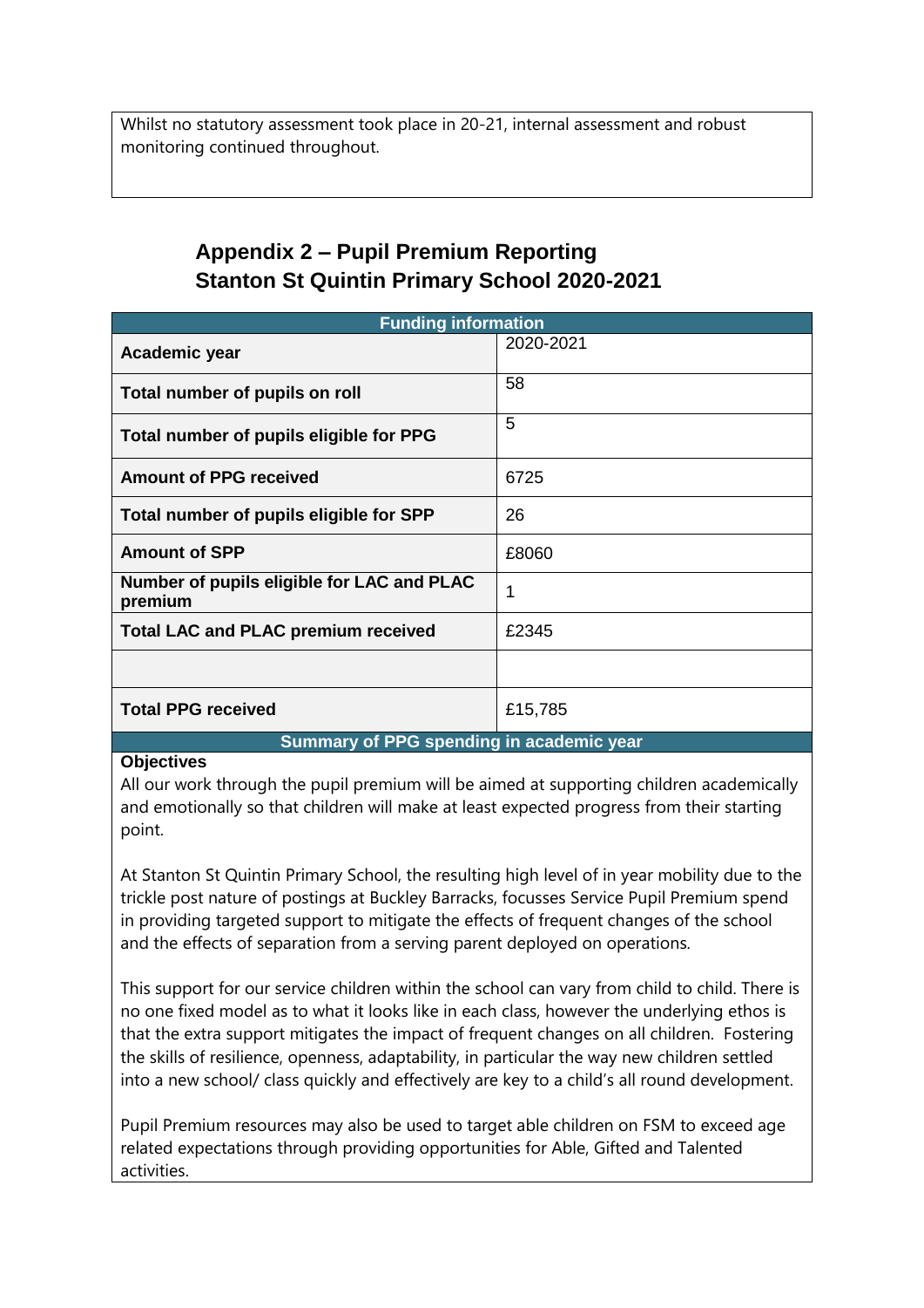Whilst no statutory assessment took place in 20-21, internal assessment and robust monitoring continued throughout.

## Appendix 2 – Pupil Premium Reporting
## Stanton St Quintin Primary School 2020-2021

| Funding information | |
|---|---|
| **Academic year** | 2020-2021 |
| **Total number of pupils on roll** | 58 |
| **Total number of pupils eligible for PPG** | 5 |
| **Amount of PPG received** | 6725 |
| **Total number of pupils eligible for SPP** | 26 |
| **Amount of SPP** | £8060 |
| **Number of pupils eligible for LAC and PLAC premium** | 1 |
| **Total LAC and PLAC premium received** | £2345 |
| | |
| **Total PPG received** | £15,785 |

**Summary of PPG spending in academic year**

**Objectives**

All our work through the pupil premium will be aimed at supporting children academically and emotionally so that children will make at least expected progress from their starting point.

At Stanton St Quintin Primary School, the resulting high level of in year mobility due to the trickle post nature of postings at Buckley Barracks, focusses Service Pupil Premium spend in providing targeted support to mitigate the effects of frequent changes of the school and the effects of separation from a serving parent deployed on operations.

This support for our service children within the school can vary from child to child. There is no one fixed model as to what it looks like in each class, however the underlying ethos is that the extra support mitigates the impact of frequent changes on all children. Fostering the skills of resilience, openness, adaptability, in particular the way new children settled into a new school/ class quickly and effectively are key to a child's all round development.

Pupil Premium resources may also be used to target able children on FSM to exceed age related expectations through providing opportunities for Able, Gifted and Talented activities.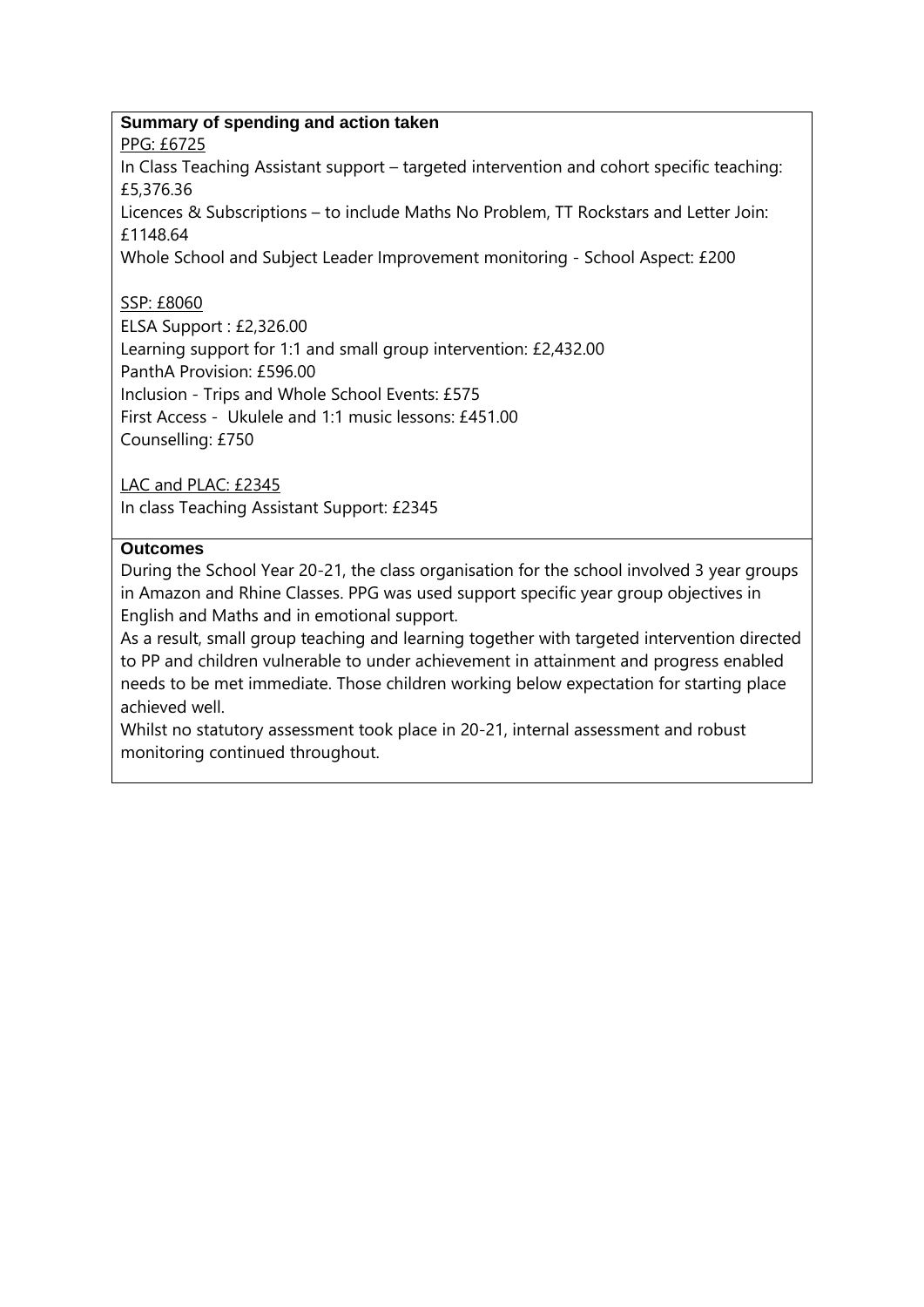**Summary of spending and action taken**

PPG: £6725

In Class Teaching Assistant support – targeted intervention and cohort specific teaching: £5,376.36

Licences & Subscriptions – to include Maths No Problem, TT Rockstars and Letter Join: £1148.64

Whole School and Subject Leader Improvement monitoring - School Aspect: £200

SSP: £8060

ELSA Support : £2,326.00

Learning support for 1:1 and small group intervention: £2,432.00

PanthA Provision: £596.00

Inclusion - Trips and Whole School Events: £575

First Access - Ukulele and 1:1 music lessons: £451.00

Counselling: £750

LAC and PLAC: £2345

In class Teaching Assistant Support: £2345

**Outcomes**

During the School Year 20-21, the class organisation for the school involved 3 year groups in Amazon and Rhine Classes. PPG was used support specific year group objectives in English and Maths and in emotional support.

As a result, small group teaching and learning together with targeted intervention directed to PP and children vulnerable to under achievement in attainment and progress enabled needs to be met immediate. Those children working below expectation for starting place achieved well.

Whilst no statutory assessment took place in 20-21, internal assessment and robust monitoring continued throughout.